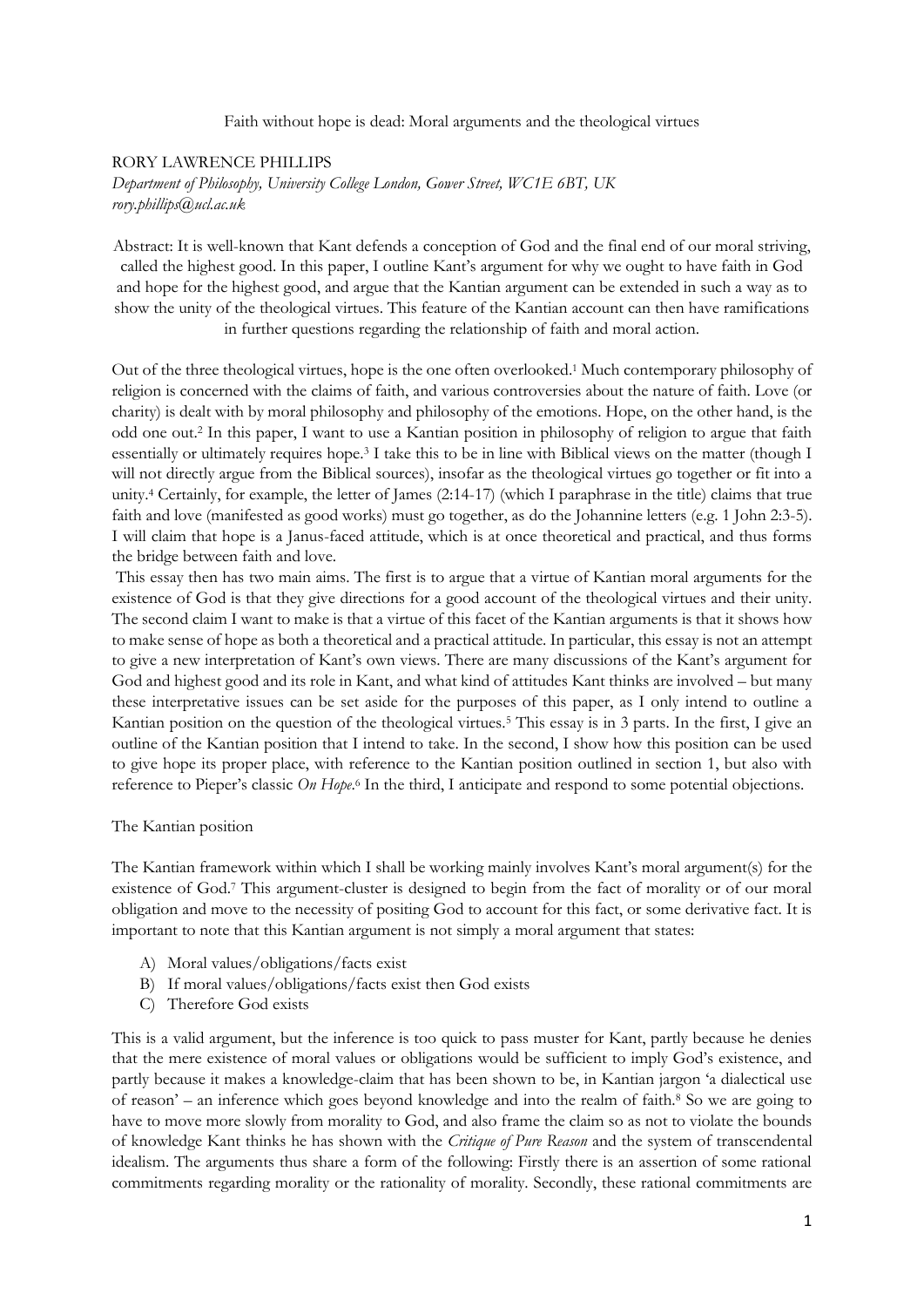# Faith without hope is dead: Moral arguments and the theological virtues

RORY LAWRENCE PHILLIPS

*Department of Philosophy, University College London, Gower Street, WC1E 6BT, UK*
*rory.phillips@ucl.ac.uk*

Abstract: It is well-known that Kant defends a conception of God and the final end of our moral striving, called the highest good. In this paper, I outline Kant's argument for why we ought to have faith in God and hope for the highest good, and argue that the Kantian argument can be extended in such a way as to show the unity of the theological virtues. This feature of the Kantian account can then have ramifications in further questions regarding the relationship of faith and moral action.

Out of the three theological virtues, hope is the one often overlooked.[1] Much contemporary philosophy of religion is concerned with the claims of faith, and various controversies about the nature of faith. Love (or charity) is dealt with by moral philosophy and philosophy of the emotions. Hope, on the other hand, is the odd one out.[2] In this paper, I want to use a Kantian position in philosophy of religion to argue that faith essentially or ultimately requires hope.[3] I take this to be in line with Biblical views on the matter (though I will not directly argue from the Biblical sources), insofar as the theological virtues go together or fit into a unity.[4] Certainly, for example, the letter of James (2:14-17) (which I paraphrase in the title) claims that true faith and love (manifested as good works) must go together, as do the Johannine letters (e.g. 1 John 2:3-5). I will claim that hope is a Janus-faced attitude, which is at once theoretical and practical, and thus forms the bridge between faith and love.

This essay then has two main aims. The first is to argue that a virtue of Kantian moral arguments for the existence of God is that they give directions for a good account of the theological virtues and their unity. The second claim I want to make is that a virtue of this facet of the Kantian arguments is that it shows how to make sense of hope as both a theoretical and a practical attitude. In particular, this essay is not an attempt to give a new interpretation of Kant's own views. There are many discussions of the Kant's argument for God and highest good and its role in Kant, and what kind of attitudes Kant thinks are involved – but many these interpretative issues can be set aside for the purposes of this paper, as I only intend to outline a Kantian position on the question of the theological virtues.[5] This essay is in 3 parts. In the first, I give an outline of the Kantian position that I intend to take. In the second, I show how this position can be used to give hope its proper place, with reference to the Kantian position outlined in section 1, but also with reference to Pieper's classic *On Hope*.[6] In the third, I anticipate and respond to some potential objections.

## The Kantian position

The Kantian framework within which I shall be working mainly involves Kant's moral argument(s) for the existence of God.[7] This argument-cluster is designed to begin from the fact of morality or of our moral obligation and move to the necessity of positing God to account for this fact, or some derivative fact. It is important to note that this Kantian argument is not simply a moral argument that states:

A) Moral values/obligations/facts exist
B) If moral values/obligations/facts exist then God exists
C) Therefore God exists

This is a valid argument, but the inference is too quick to pass muster for Kant, partly because he denies that the mere existence of moral values or obligations would be sufficient to imply God's existence, and partly because it makes a knowledge-claim that has been shown to be, in Kantian jargon 'a dialectical use of reason' – an inference which goes beyond knowledge and into the realm of faith.[8] So we are going to have to move more slowly from morality to God, and also frame the claim so as not to violate the bounds of knowledge Kant thinks he has shown with the *Critique of Pure Reason* and the system of transcendental idealism. The arguments thus share a form of the following: Firstly there is an assertion of some rational commitments regarding morality or the rationality of morality. Secondly, these rational commitments are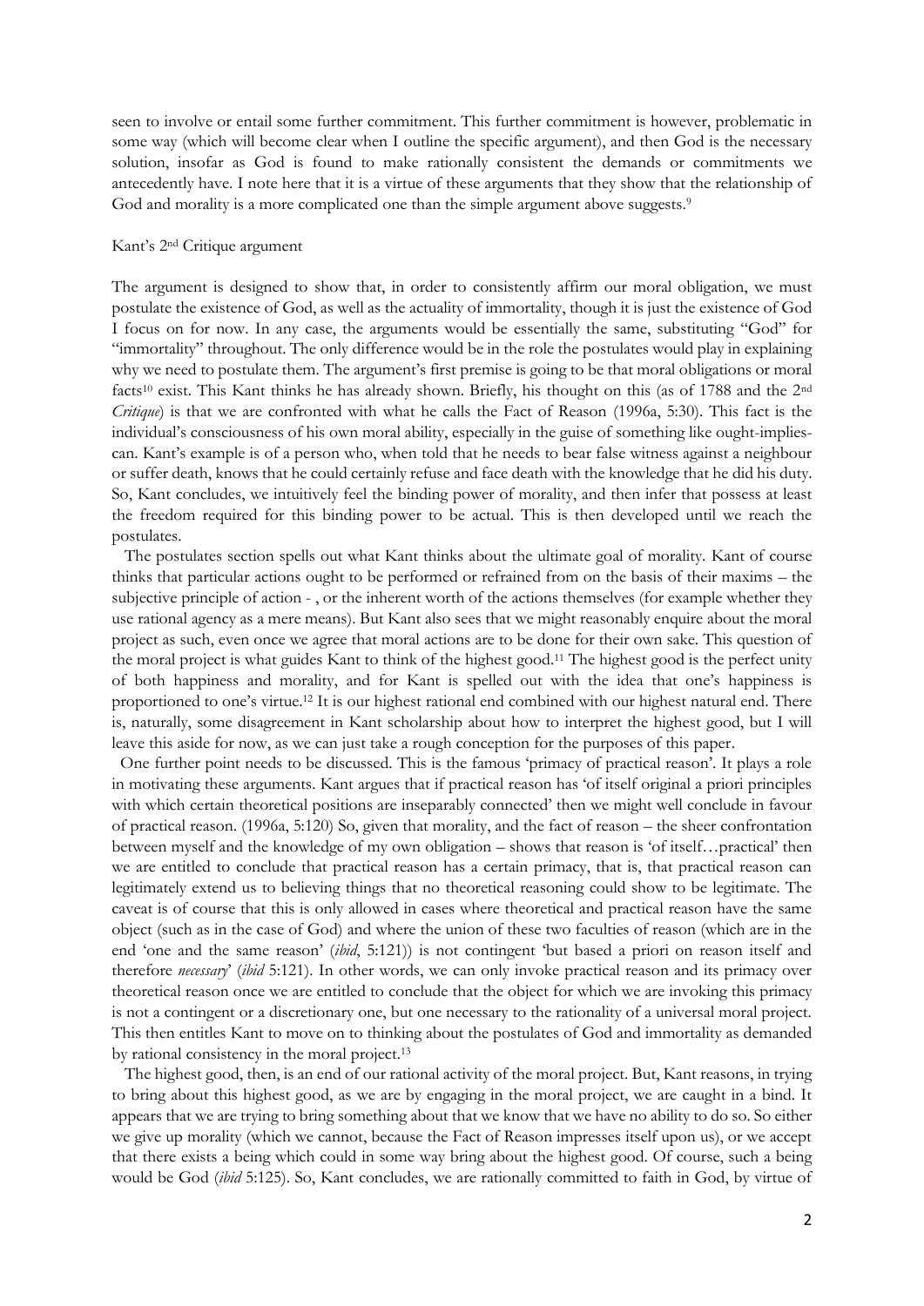seen to involve or entail some further commitment. This further commitment is however, problematic in some way (which will become clear when I outline the specific argument), and then God is the necessary solution, insofar as God is found to make rationally consistent the demands or commitments we antecedently have. I note here that it is a virtue of these arguments that they show that the relationship of God and morality is a more complicated one than the simple argument above suggests.[9]

### Kant's 2nd Critique argument

The argument is designed to show that, in order to consistently affirm our moral obligation, we must postulate the existence of God, as well as the actuality of immortality, though it is just the existence of God I focus on for now. In any case, the arguments would be essentially the same, substituting "God" for "immortality" throughout. The only difference would be in the role the postulates would play in explaining why we need to postulate them. The argument's first premise is going to be that moral obligations or moral facts[10] exist. This Kant thinks he has already shown. Briefly, his thought on this (as of 1788 and the 2nd *Critique*) is that we are confronted with what he calls the Fact of Reason (1996a, 5:30). This fact is the individual's consciousness of his own moral ability, especially in the guise of something like ought-implies-can. Kant's example is of a person who, when told that he needs to bear false witness against a neighbour or suffer death, knows that he could certainly refuse and face death with the knowledge that he did his duty. So, Kant concludes, we intuitively feel the binding power of morality, and then infer that possess at least the freedom required for this binding power to be actual. This is then developed until we reach the postulates.

The postulates section spells out what Kant thinks about the ultimate goal of morality. Kant of course thinks that particular actions ought to be performed or refrained from on the basis of their maxims – the subjective principle of action - , or the inherent worth of the actions themselves (for example whether they use rational agency as a mere means). But Kant also sees that we might reasonably enquire about the moral project as such, even once we agree that moral actions are to be done for their own sake. This question of the moral project is what guides Kant to think of the highest good.[11] The highest good is the perfect unity of both happiness and morality, and for Kant is spelled out with the idea that one's happiness is proportioned to one's virtue.[12] It is our highest rational end combined with our highest natural end. There is, naturally, some disagreement in Kant scholarship about how to interpret the highest good, but I will leave this aside for now, as we can just take a rough conception for the purposes of this paper.

One further point needs to be discussed. This is the famous 'primacy of practical reason'. It plays a role in motivating these arguments. Kant argues that if practical reason has 'of itself original a priori principles with which certain theoretical positions are inseparably connected' then we might well conclude in favour of practical reason. (1996a, 5:120) So, given that morality, and the fact of reason – the sheer confrontation between myself and the knowledge of my own obligation – shows that reason is 'of itself…practical' then we are entitled to conclude that practical reason has a certain primacy, that is, that practical reason can legitimately extend us to believing things that no theoretical reasoning could show to be legitimate. The caveat is of course that this is only allowed in cases where theoretical and practical reason have the same object (such as in the case of God) and where the union of these two faculties of reason (which are in the end 'one and the same reason' (*ibid*, 5:121)) is not contingent 'but based a priori on reason itself and therefore *necessary*' (*ibid* 5:121). In other words, we can only invoke practical reason and its primacy over theoretical reason once we are entitled to conclude that the object for which we are invoking this primacy is not a contingent or a discretionary one, but one necessary to the rationality of a universal moral project. This then entitles Kant to move on to thinking about the postulates of God and immortality as demanded by rational consistency in the moral project.[13]

The highest good, then, is an end of our rational activity of the moral project. But, Kant reasons, in trying to bring about this highest good, as we are by engaging in the moral project, we are caught in a bind. It appears that we are trying to bring something about that we know that we have no ability to do so. So either we give up morality (which we cannot, because the Fact of Reason impresses itself upon us), or we accept that there exists a being which could in some way bring about the highest good. Of course, such a being would be God (*ibid* 5:125). So, Kant concludes, we are rationally committed to faith in God, by virtue of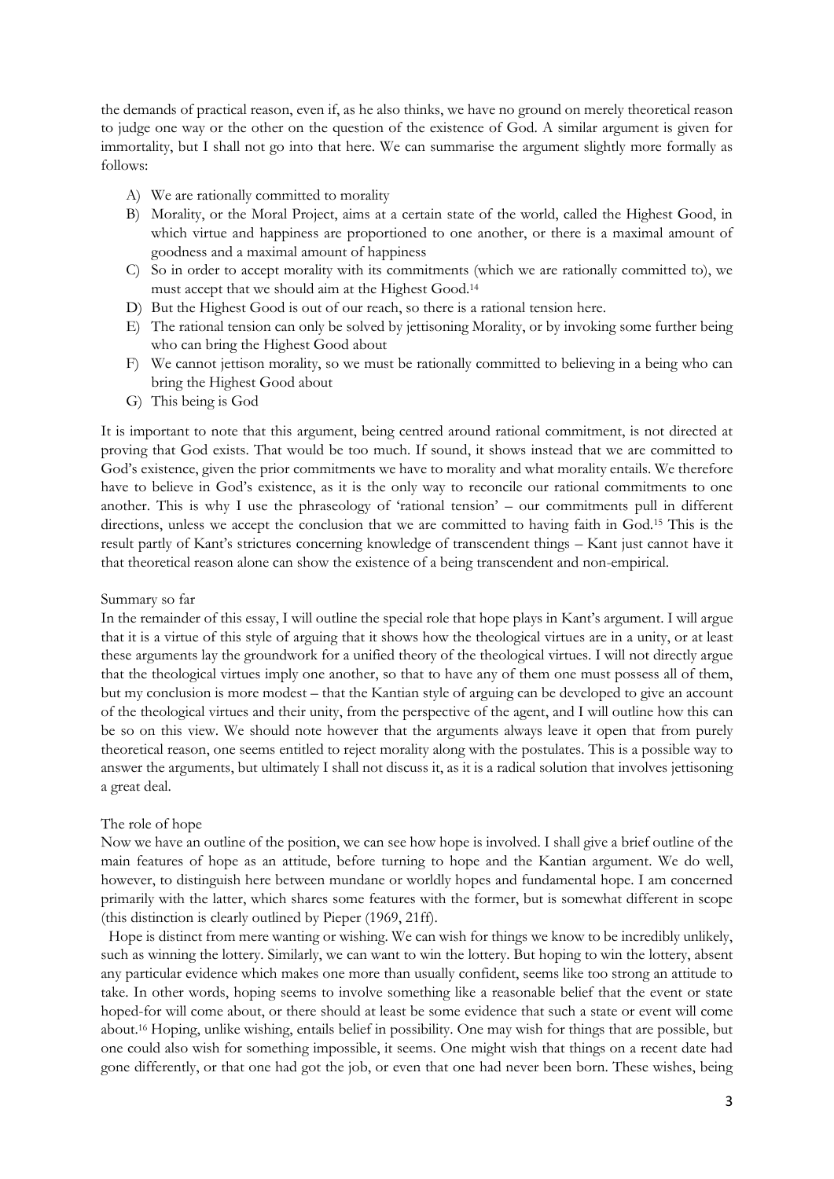the demands of practical reason, even if, as he also thinks, we have no ground on merely theoretical reason to judge one way or the other on the question of the existence of God. A similar argument is given for immortality, but I shall not go into that here. We can summarise the argument slightly more formally as follows:

A) We are rationally committed to morality
B) Morality, or the Moral Project, aims at a certain state of the world, called the Highest Good, in which virtue and happiness are proportioned to one another, or there is a maximal amount of goodness and a maximal amount of happiness
C) So in order to accept morality with its commitments (which we are rationally committed to), we must accept that we should aim at the Highest Good.[14]
D) But the Highest Good is out of our reach, so there is a rational tension here.
E) The rational tension can only be solved by jettisoning Morality, or by invoking some further being who can bring the Highest Good about
F) We cannot jettison morality, so we must be rationally committed to believing in a being who can bring the Highest Good about
G) This being is God

It is important to note that this argument, being centred around rational commitment, is not directed at proving that God exists. That would be too much. If sound, it shows instead that we are committed to God's existence, given the prior commitments we have to morality and what morality entails. We therefore have to believe in God's existence, as it is the only way to reconcile our rational commitments to one another. This is why I use the phraseology of 'rational tension' – our commitments pull in different directions, unless we accept the conclusion that we are committed to having faith in God.[15] This is the result partly of Kant's strictures concerning knowledge of transcendent things – Kant just cannot have it that theoretical reason alone can show the existence of a being transcendent and non-empirical.

Summary so far

In the remainder of this essay, I will outline the special role that hope plays in Kant's argument. I will argue that it is a virtue of this style of arguing that it shows how the theological virtues are in a unity, or at least these arguments lay the groundwork for a unified theory of the theological virtues. I will not directly argue that the theological virtues imply one another, so that to have any of them one must possess all of them, but my conclusion is more modest – that the Kantian style of arguing can be developed to give an account of the theological virtues and their unity, from the perspective of the agent, and I will outline how this can be so on this view. We should note however that the arguments always leave it open that from purely theoretical reason, one seems entitled to reject morality along with the postulates. This is a possible way to answer the arguments, but ultimately I shall not discuss it, as it is a radical solution that involves jettisoning a great deal.

The role of hope

Now we have an outline of the position, we can see how hope is involved. I shall give a brief outline of the main features of hope as an attitude, before turning to hope and the Kantian argument. We do well, however, to distinguish here between mundane or worldly hopes and fundamental hope. I am concerned primarily with the latter, which shares some features with the former, but is somewhat different in scope (this distinction is clearly outlined by Pieper (1969, 21ff).

Hope is distinct from mere wanting or wishing. We can wish for things we know to be incredibly unlikely, such as winning the lottery. Similarly, we can want to win the lottery. But hoping to win the lottery, absent any particular evidence which makes one more than usually confident, seems like too strong an attitude to take. In other words, hoping seems to involve something like a reasonable belief that the event or state hoped-for will come about, or there should at least be some evidence that such a state or event will come about.[16] Hoping, unlike wishing, entails belief in possibility. One may wish for things that are possible, but one could also wish for something impossible, it seems. One might wish that things on a recent date had gone differently, or that one had got the job, or even that one had never been born. These wishes, being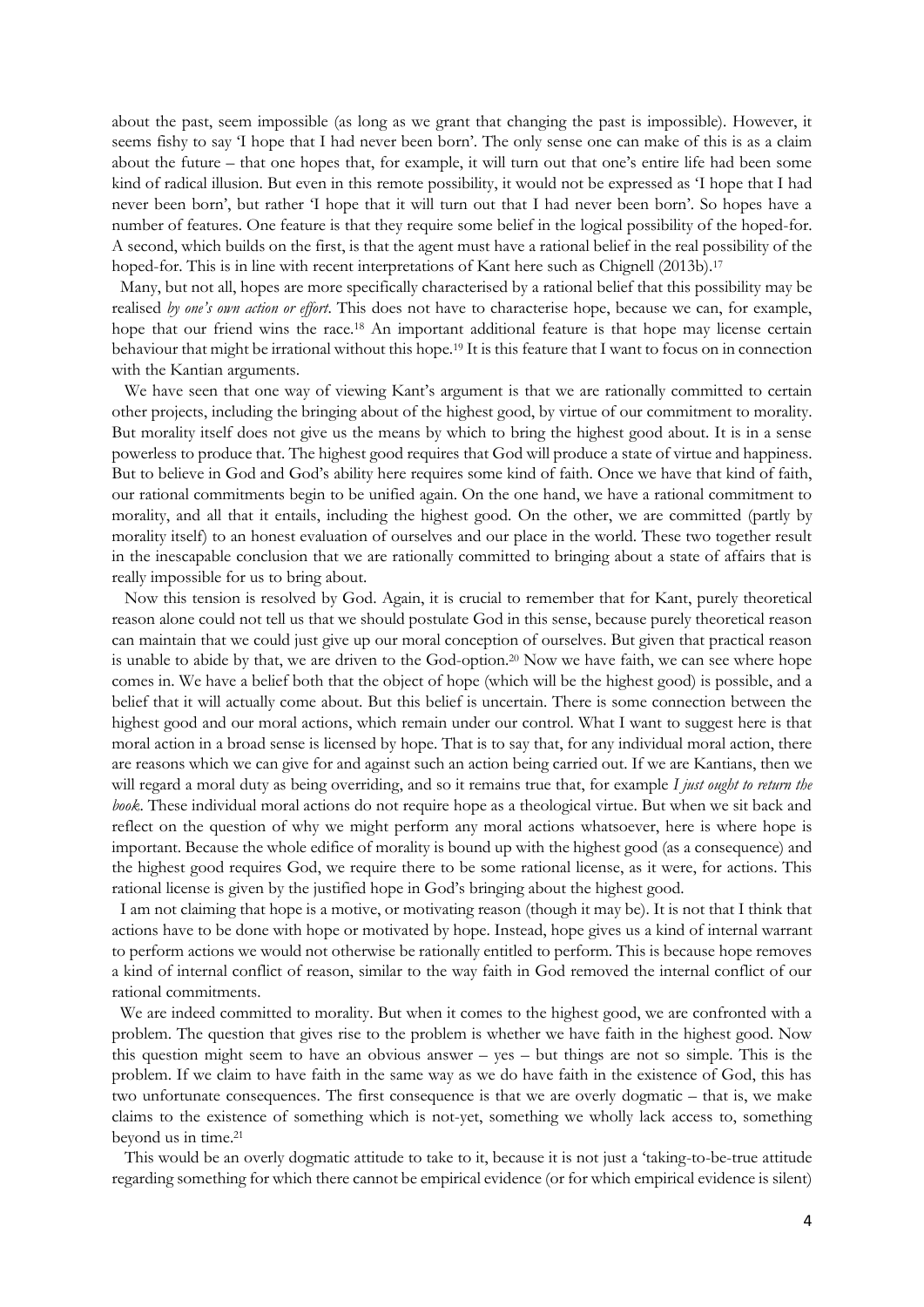about the past, seem impossible (as long as we grant that changing the past is impossible). However, it seems fishy to say 'I hope that I had never been born'. The only sense one can make of this is as a claim about the future – that one hopes that, for example, it will turn out that one's entire life had been some kind of radical illusion. But even in this remote possibility, it would not be expressed as 'I hope that I had never been born', but rather 'I hope that it will turn out that I had never been born'. So hopes have a number of features. One feature is that they require some belief in the logical possibility of the hoped-for. A second, which builds on the first, is that the agent must have a rational belief in the real possibility of the hoped-for. This is in line with recent interpretations of Kant here such as Chignell (2013b).[17]

Many, but not all, hopes are more specifically characterised by a rational belief that this possibility may be realised *by one's own action or effort*. This does not have to characterise hope, because we can, for example, hope that our friend wins the race.[18] An important additional feature is that hope may license certain behaviour that might be irrational without this hope.[19] It is this feature that I want to focus on in connection with the Kantian arguments.

We have seen that one way of viewing Kant's argument is that we are rationally committed to certain other projects, including the bringing about of the highest good, by virtue of our commitment to morality. But morality itself does not give us the means by which to bring the highest good about. It is in a sense powerless to produce that. The highest good requires that God will produce a state of virtue and happiness. But to believe in God and God's ability here requires some kind of faith. Once we have that kind of faith, our rational commitments begin to be unified again. On the one hand, we have a rational commitment to morality, and all that it entails, including the highest good. On the other, we are committed (partly by morality itself) to an honest evaluation of ourselves and our place in the world. These two together result in the inescapable conclusion that we are rationally committed to bringing about a state of affairs that is really impossible for us to bring about.

Now this tension is resolved by God. Again, it is crucial to remember that for Kant, purely theoretical reason alone could not tell us that we should postulate God in this sense, because purely theoretical reason can maintain that we could just give up our moral conception of ourselves. But given that practical reason is unable to abide by that, we are driven to the God-option.[20] Now we have faith, we can see where hope comes in. We have a belief both that the object of hope (which will be the highest good) is possible, and a belief that it will actually come about. But this belief is uncertain. There is some connection between the highest good and our moral actions, which remain under our control. What I want to suggest here is that moral action in a broad sense is licensed by hope. That is to say that, for any individual moral action, there are reasons which we can give for and against such an action being carried out. If we are Kantians, then we will regard a moral duty as being overriding, and so it remains true that, for example *I just ought to return the book*. These individual moral actions do not require hope as a theological virtue. But when we sit back and reflect on the question of why we might perform any moral actions whatsoever, here is where hope is important. Because the whole edifice of morality is bound up with the highest good (as a consequence) and the highest good requires God, we require there to be some rational license, as it were, for actions. This rational license is given by the justified hope in God's bringing about the highest good.

I am not claiming that hope is a motive, or motivating reason (though it may be). It is not that I think that actions have to be done with hope or motivated by hope. Instead, hope gives us a kind of internal warrant to perform actions we would not otherwise be rationally entitled to perform. This is because hope removes a kind of internal conflict of reason, similar to the way faith in God removed the internal conflict of our rational commitments.

We are indeed committed to morality. But when it comes to the highest good, we are confronted with a problem. The question that gives rise to the problem is whether we have faith in the highest good. Now this question might seem to have an obvious answer – yes – but things are not so simple. This is the problem. If we claim to have faith in the same way as we do have faith in the existence of God, this has two unfortunate consequences. The first consequence is that we are overly dogmatic – that is, we make claims to the existence of something which is not-yet, something we wholly lack access to, something beyond us in time.[21]

This would be an overly dogmatic attitude to take to it, because it is not just a 'taking-to-be-true attitude regarding something for which there cannot be empirical evidence (or for which empirical evidence is silent)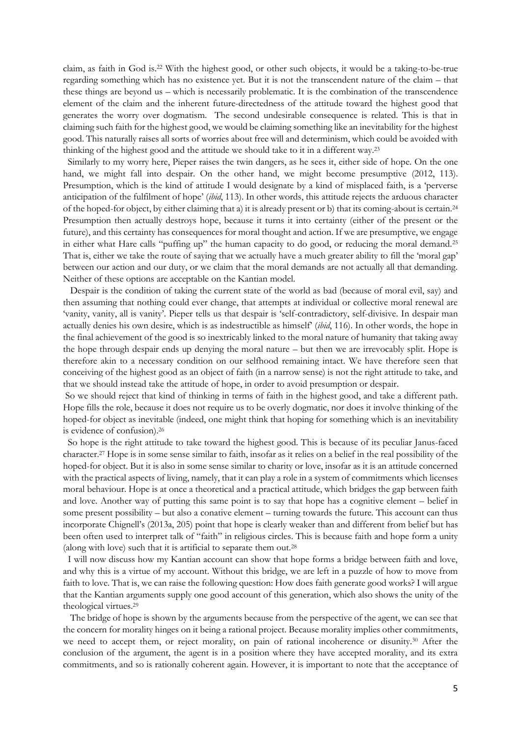claim, as faith in God is.[22] With the highest good, or other such objects, it would be a taking-to-be-true regarding something which has no existence yet. But it is not the transcendent nature of the claim – that these things are beyond us – which is necessarily problematic. It is the combination of the transcendence element of the claim and the inherent future-directedness of the attitude toward the highest good that generates the worry over dogmatism. The second undesirable consequence is related. This is that in claiming such faith for the highest good, we would be claiming something like an inevitability for the highest good. This naturally raises all sorts of worries about free will and determinism, which could be avoided with thinking of the highest good and the attitude we should take to it in a different way.[23]

Similarly to my worry here, Pieper raises the twin dangers, as he sees it, either side of hope. On the one hand, we might fall into despair. On the other hand, we might become presumptive (2012, 113). Presumption, which is the kind of attitude I would designate by a kind of misplaced faith, is a 'perverse anticipation of the fulfilment of hope' (*ibid*, 113). In other words, this attitude rejects the arduous character of the hoped-for object, by either claiming that a) it is already present or b) that its coming-about is certain.[24] Presumption then actually destroys hope, because it turns it into certainty (either of the present or the future), and this certainty has consequences for moral thought and action. If we are presumptive, we engage in either what Hare calls "puffing up" the human capacity to do good, or reducing the moral demand.[25] That is, either we take the route of saying that we actually have a much greater ability to fill the 'moral gap' between our action and our duty, or we claim that the moral demands are not actually all that demanding. Neither of these options are acceptable on the Kantian model.

Despair is the condition of taking the current state of the world as bad (because of moral evil, say) and then assuming that nothing could ever change, that attempts at individual or collective moral renewal are 'vanity, vanity, all is vanity'. Pieper tells us that despair is 'self-contradictory, self-divisive. In despair man actually denies his own desire, which is as indestructible as himself' (*ibid*, 116). In other words, the hope in the final achievement of the good is so inextricably linked to the moral nature of humanity that taking away the hope through despair ends up denying the moral nature – but then we are irrevocably split. Hope is therefore akin to a necessary condition on our selfhood remaining intact. We have therefore seen that conceiving of the highest good as an object of faith (in a narrow sense) is not the right attitude to take, and that we should instead take the attitude of hope, in order to avoid presumption or despair.

So we should reject that kind of thinking in terms of faith in the highest good, and take a different path. Hope fills the role, because it does not require us to be overly dogmatic, nor does it involve thinking of the hoped-for object as inevitable (indeed, one might think that hoping for something which is an inevitability is evidence of confusion).[26]

So hope is the right attitude to take toward the highest good. This is because of its peculiar Janus-faced character.[27] Hope is in some sense similar to faith, insofar as it relies on a belief in the real possibility of the hoped-for object. But it is also in some sense similar to charity or love, insofar as it is an attitude concerned with the practical aspects of living, namely, that it can play a role in a system of commitments which licenses moral behaviour. Hope is at once a theoretical and a practical attitude, which bridges the gap between faith and love. Another way of putting this same point is to say that hope has a cognitive element – belief in some present possibility – but also a conative element – turning towards the future. This account can thus incorporate Chignell's (2013a, 205) point that hope is clearly weaker than and different from belief but has been often used to interpret talk of "faith" in religious circles. This is because faith and hope form a unity (along with love) such that it is artificial to separate them out.[28]

I will now discuss how my Kantian account can show that hope forms a bridge between faith and love, and why this is a virtue of my account. Without this bridge, we are left in a puzzle of how to move from faith to love. That is, we can raise the following question: How does faith generate good works? I will argue that the Kantian arguments supply one good account of this generation, which also shows the unity of the theological virtues.[29]

The bridge of hope is shown by the arguments because from the perspective of the agent, we can see that the concern for morality hinges on it being a rational project. Because morality implies other commitments, we need to accept them, or reject morality, on pain of rational incoherence or disunity.[30] After the conclusion of the argument, the agent is in a position where they have accepted morality, and its extra commitments, and so is rationally coherent again. However, it is important to note that the acceptance of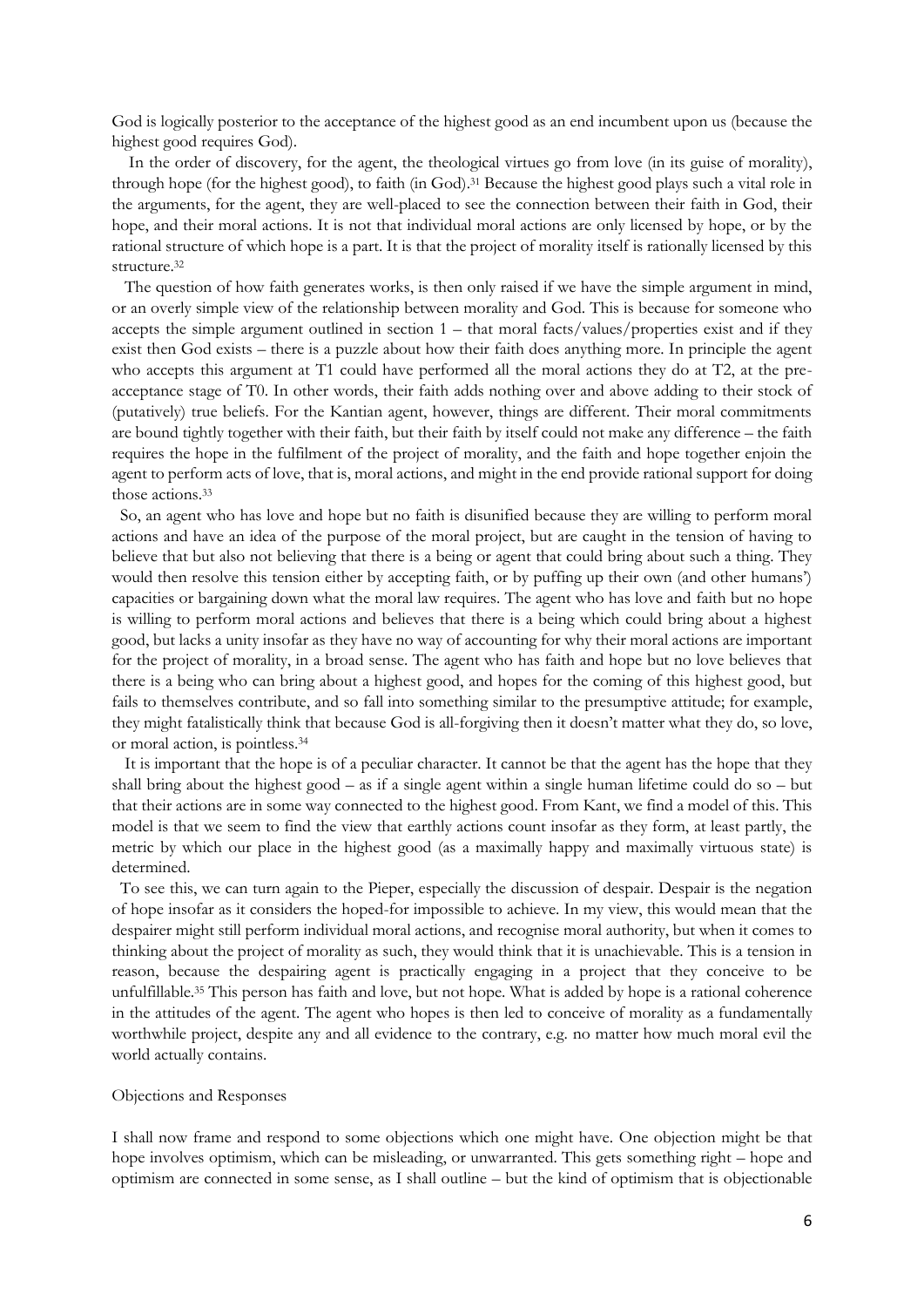God is logically posterior to the acceptance of the highest good as an end incumbent upon us (because the highest good requires God).

In the order of discovery, for the agent, the theological virtues go from love (in its guise of morality), through hope (for the highest good), to faith (in God).[31] Because the highest good plays such a vital role in the arguments, for the agent, they are well-placed to see the connection between their faith in God, their hope, and their moral actions. It is not that individual moral actions are only licensed by hope, or by the rational structure of which hope is a part. It is that the project of morality itself is rationally licensed by this structure.[32]

The question of how faith generates works, is then only raised if we have the simple argument in mind, or an overly simple view of the relationship between morality and God. This is because for someone who accepts the simple argument outlined in section 1 – that moral facts/values/properties exist and if they exist then God exists – there is a puzzle about how their faith does anything more. In principle the agent who accepts this argument at T1 could have performed all the moral actions they do at T2, at the pre-acceptance stage of T0. In other words, their faith adds nothing over and above adding to their stock of (putatively) true beliefs. For the Kantian agent, however, things are different. Their moral commitments are bound tightly together with their faith, but their faith by itself could not make any difference – the faith requires the hope in the fulfilment of the project of morality, and the faith and hope together enjoin the agent to perform acts of love, that is, moral actions, and might in the end provide rational support for doing those actions.[33]

So, an agent who has love and hope but no faith is disunified because they are willing to perform moral actions and have an idea of the purpose of the moral project, but are caught in the tension of having to believe that but also not believing that there is a being or agent that could bring about such a thing. They would then resolve this tension either by accepting faith, or by puffing up their own (and other humans') capacities or bargaining down what the moral law requires. The agent who has love and faith but no hope is willing to perform moral actions and believes that there is a being which could bring about a highest good, but lacks a unity insofar as they have no way of accounting for why their moral actions are important for the project of morality, in a broad sense. The agent who has faith and hope but no love believes that there is a being who can bring about a highest good, and hopes for the coming of this highest good, but fails to themselves contribute, and so fall into something similar to the presumptive attitude; for example, they might fatalistically think that because God is all-forgiving then it doesn't matter what they do, so love, or moral action, is pointless.[34]

It is important that the hope is of a peculiar character. It cannot be that the agent has the hope that they shall bring about the highest good – as if a single agent within a single human lifetime could do so – but that their actions are in some way connected to the highest good. From Kant, we find a model of this. This model is that we seem to find the view that earthly actions count insofar as they form, at least partly, the metric by which our place in the highest good (as a maximally happy and maximally virtuous state) is determined.

To see this, we can turn again to the Pieper, especially the discussion of despair. Despair is the negation of hope insofar as it considers the hoped-for impossible to achieve. In my view, this would mean that the despairer might still perform individual moral actions, and recognise moral authority, but when it comes to thinking about the project of morality as such, they would think that it is unachievable. This is a tension in reason, because the despairing agent is practically engaging in a project that they conceive to be unfulfillable.[35] This person has faith and love, but not hope. What is added by hope is a rational coherence in the attitudes of the agent. The agent who hopes is then led to conceive of morality as a fundamentally worthwhile project, despite any and all evidence to the contrary, e.g. no matter how much moral evil the world actually contains.

## Objections and Responses

I shall now frame and respond to some objections which one might have. One objection might be that hope involves optimism, which can be misleading, or unwarranted. This gets something right – hope and optimism are connected in some sense, as I shall outline – but the kind of optimism that is objectionable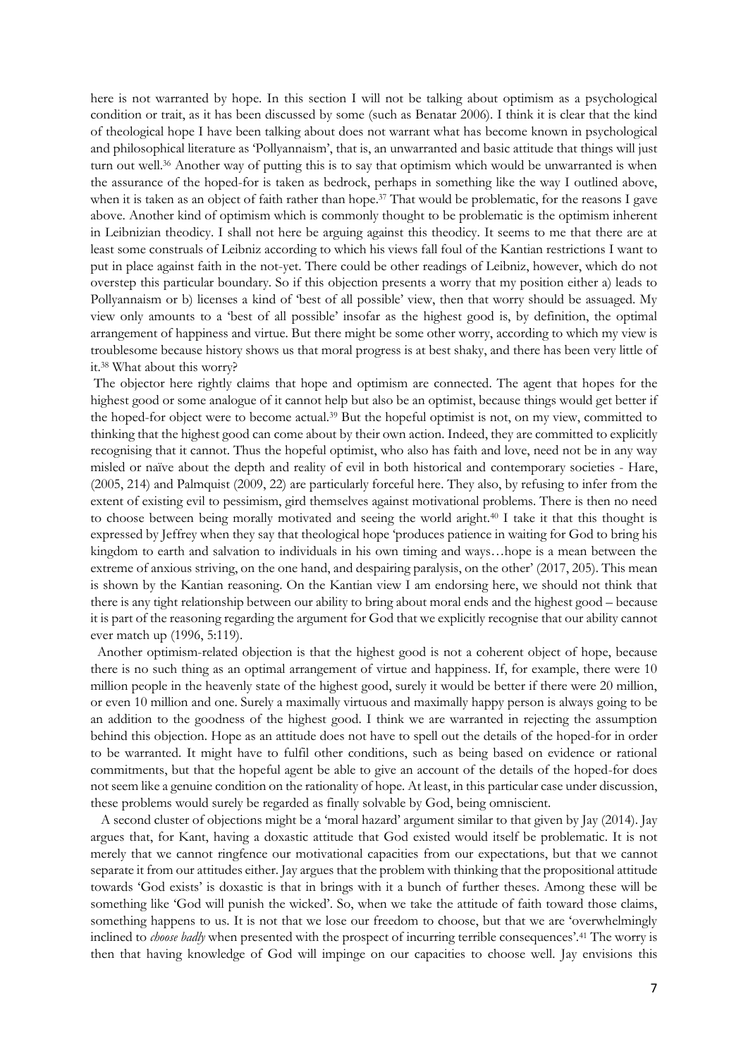here is not warranted by hope. In this section I will not be talking about optimism as a psychological condition or trait, as it has been discussed by some (such as Benatar 2006). I think it is clear that the kind of theological hope I have been talking about does not warrant what has become known in psychological and philosophical literature as 'Pollyannaism', that is, an unwarranted and basic attitude that things will just turn out well.[36] Another way of putting this is to say that optimism which would be unwarranted is when the assurance of the hoped-for is taken as bedrock, perhaps in something like the way I outlined above, when it is taken as an object of faith rather than hope.[37] That would be problematic, for the reasons I gave above. Another kind of optimism which is commonly thought to be problematic is the optimism inherent in Leibnizian theodicy. I shall not here be arguing against this theodicy. It seems to me that there are at least some construals of Leibniz according to which his views fall foul of the Kantian restrictions I want to put in place against faith in the not-yet. There could be other readings of Leibniz, however, which do not overstep this particular boundary. So if this objection presents a worry that my position either a) leads to Pollyannaism or b) licenses a kind of 'best of all possible' view, then that worry should be assuaged. My view only amounts to a 'best of all possible' insofar as the highest good is, by definition, the optimal arrangement of happiness and virtue. But there might be some other worry, according to which my view is troublesome because history shows us that moral progress is at best shaky, and there has been very little of it.[38] What about this worry?

The objector here rightly claims that hope and optimism are connected. The agent that hopes for the highest good or some analogue of it cannot help but also be an optimist, because things would get better if the hoped-for object were to become actual.[39] But the hopeful optimist is not, on my view, committed to thinking that the highest good can come about by their own action. Indeed, they are committed to explicitly recognising that it cannot. Thus the hopeful optimist, who also has faith and love, need not be in any way misled or naïve about the depth and reality of evil in both historical and contemporary societies - Hare, (2005, 214) and Palmquist (2009, 22) are particularly forceful here. They also, by refusing to infer from the extent of existing evil to pessimism, gird themselves against motivational problems. There is then no need to choose between being morally motivated and seeing the world aright.[40] I take it that this thought is expressed by Jeffrey when they say that theological hope 'produces patience in waiting for God to bring his kingdom to earth and salvation to individuals in his own timing and ways…hope is a mean between the extreme of anxious striving, on the one hand, and despairing paralysis, on the other' (2017, 205). This mean is shown by the Kantian reasoning. On the Kantian view I am endorsing here, we should not think that there is any tight relationship between our ability to bring about moral ends and the highest good – because it is part of the reasoning regarding the argument for God that we explicitly recognise that our ability cannot ever match up (1996, 5:119).

Another optimism-related objection is that the highest good is not a coherent object of hope, because there is no such thing as an optimal arrangement of virtue and happiness. If, for example, there were 10 million people in the heavenly state of the highest good, surely it would be better if there were 20 million, or even 10 million and one. Surely a maximally virtuous and maximally happy person is always going to be an addition to the goodness of the highest good. I think we are warranted in rejecting the assumption behind this objection. Hope as an attitude does not have to spell out the details of the hoped-for in order to be warranted. It might have to fulfil other conditions, such as being based on evidence or rational commitments, but that the hopeful agent be able to give an account of the details of the hoped-for does not seem like a genuine condition on the rationality of hope. At least, in this particular case under discussion, these problems would surely be regarded as finally solvable by God, being omniscient.

A second cluster of objections might be a 'moral hazard' argument similar to that given by Jay (2014). Jay argues that, for Kant, having a doxastic attitude that God existed would itself be problematic. It is not merely that we cannot ringfence our motivational capacities from our expectations, but that we cannot separate it from our attitudes either. Jay argues that the problem with thinking that the propositional attitude towards 'God exists' is doxastic is that in brings with it a bunch of further theses. Among these will be something like 'God will punish the wicked'. So, when we take the attitude of faith toward those claims, something happens to us. It is not that we lose our freedom to choose, but that we are 'overwhelmingly inclined to *choose badly* when presented with the prospect of incurring terrible consequences'.[41] The worry is then that having knowledge of God will impinge on our capacities to choose well. Jay envisions this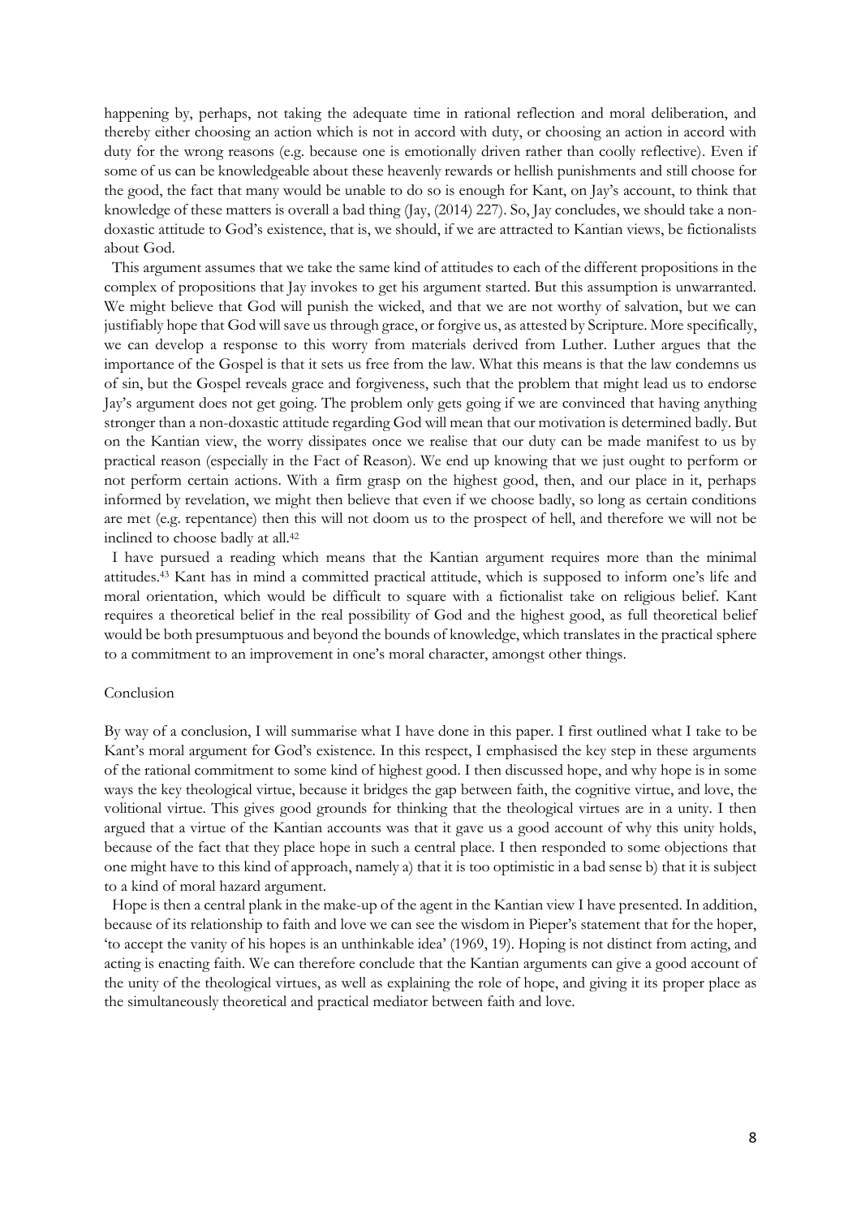happening by, perhaps, not taking the adequate time in rational reflection and moral deliberation, and thereby either choosing an action which is not in accord with duty, or choosing an action in accord with duty for the wrong reasons (e.g. because one is emotionally driven rather than coolly reflective). Even if some of us can be knowledgeable about these heavenly rewards or hellish punishments and still choose for the good, the fact that many would be unable to do so is enough for Kant, on Jay's account, to think that knowledge of these matters is overall a bad thing (Jay, (2014) 227). So, Jay concludes, we should take a non-doxastic attitude to God's existence, that is, we should, if we are attracted to Kantian views, be fictionalists about God.

This argument assumes that we take the same kind of attitudes to each of the different propositions in the complex of propositions that Jay invokes to get his argument started. But this assumption is unwarranted. We might believe that God will punish the wicked, and that we are not worthy of salvation, but we can justifiably hope that God will save us through grace, or forgive us, as attested by Scripture. More specifically, we can develop a response to this worry from materials derived from Luther. Luther argues that the importance of the Gospel is that it sets us free from the law. What this means is that the law condemns us of sin, but the Gospel reveals grace and forgiveness, such that the problem that might lead us to endorse Jay's argument does not get going. The problem only gets going if we are convinced that having anything stronger than a non-doxastic attitude regarding God will mean that our motivation is determined badly. But on the Kantian view, the worry dissipates once we realise that our duty can be made manifest to us by practical reason (especially in the Fact of Reason). We end up knowing that we just ought to perform or not perform certain actions. With a firm grasp on the highest good, then, and our place in it, perhaps informed by revelation, we might then believe that even if we choose badly, so long as certain conditions are met (e.g. repentance) then this will not doom us to the prospect of hell, and therefore we will not be inclined to choose badly at all.[42]

I have pursued a reading which means that the Kantian argument requires more than the minimal attitudes.[43] Kant has in mind a committed practical attitude, which is supposed to inform one's life and moral orientation, which would be difficult to square with a fictionalist take on religious belief. Kant requires a theoretical belief in the real possibility of God and the highest good, as full theoretical belief would be both presumptuous and beyond the bounds of knowledge, which translates in the practical sphere to a commitment to an improvement in one's moral character, amongst other things.

## Conclusion

By way of a conclusion, I will summarise what I have done in this paper. I first outlined what I take to be Kant's moral argument for God's existence. In this respect, I emphasised the key step in these arguments of the rational commitment to some kind of highest good. I then discussed hope, and why hope is in some ways the key theological virtue, because it bridges the gap between faith, the cognitive virtue, and love, the volitional virtue. This gives good grounds for thinking that the theological virtues are in a unity. I then argued that a virtue of the Kantian accounts was that it gave us a good account of why this unity holds, because of the fact that they place hope in such a central place. I then responded to some objections that one might have to this kind of approach, namely a) that it is too optimistic in a bad sense b) that it is subject to a kind of moral hazard argument.

Hope is then a central plank in the make-up of the agent in the Kantian view I have presented. In addition, because of its relationship to faith and love we can see the wisdom in Pieper's statement that for the hoper, 'to accept the vanity of his hopes is an unthinkable idea' (1969, 19). Hoping is not distinct from acting, and acting is enacting faith. We can therefore conclude that the Kantian arguments can give a good account of the unity of the theological virtues, as well as explaining the role of hope, and giving it its proper place as the simultaneously theoretical and practical mediator between faith and love.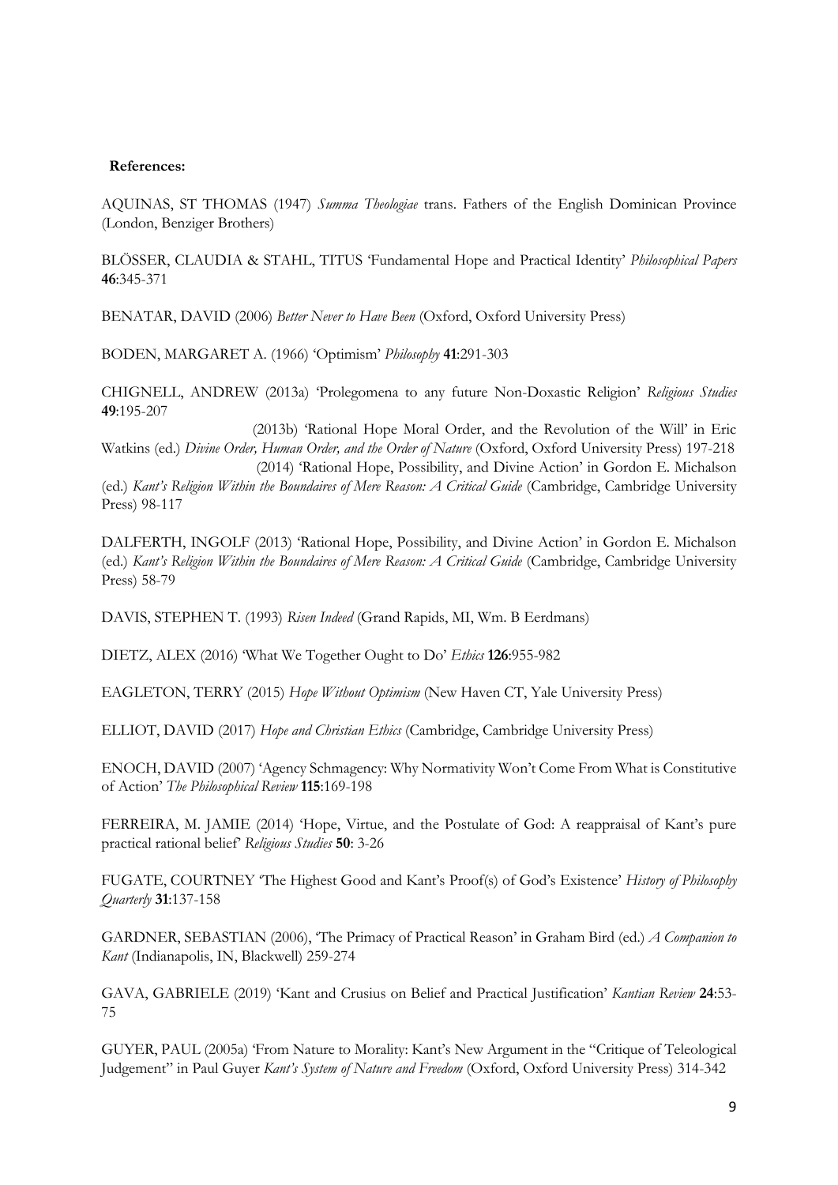**References:**

AQUINAS, ST THOMAS (1947) *Summa Theologiae* trans. Fathers of the English Dominican Province (London, Benziger Brothers)

BLÖSSER, CLAUDIA & STAHL, TITUS 'Fundamental Hope and Practical Identity' *Philosophical Papers* **46**:345-371

BENATAR, DAVID (2006) *Better Never to Have Been* (Oxford, Oxford University Press)

BODEN, MARGARET A. (1966) 'Optimism' *Philosophy* **41**:291-303

CHIGNELL, ANDREW (2013a) 'Prolegomena to any future Non-Doxastic Religion' *Religious Studies* **49**:195-207

(2013b) 'Rational Hope Moral Order, and the Revolution of the Will' in Eric Watkins (ed.) *Divine Order, Human Order, and the Order of Nature* (Oxford, Oxford University Press) 197-218

(2014) 'Rational Hope, Possibility, and Divine Action' in Gordon E. Michalson (ed.) *Kant's Religion Within the Boundaires of Mere Reason: A Critical Guide* (Cambridge, Cambridge University Press) 98-117

DALFERTH, INGOLF (2013) 'Rational Hope, Possibility, and Divine Action' in Gordon E. Michalson (ed.) *Kant's Religion Within the Boundaires of Mere Reason: A Critical Guide* (Cambridge, Cambridge University Press) 58-79

DAVIS, STEPHEN T. (1993) *Risen Indeed* (Grand Rapids, MI, Wm. B Eerdmans)

DIETZ, ALEX (2016) 'What We Together Ought to Do' *Ethics* **126**:955-982

EAGLETON, TERRY (2015) *Hope Without Optimism* (New Haven CT, Yale University Press)

ELLIOT, DAVID (2017) *Hope and Christian Ethics* (Cambridge, Cambridge University Press)

ENOCH, DAVID (2007) 'Agency Schmagency: Why Normativity Won't Come From What is Constitutive of Action' *The Philosophical Review* **115**:169-198

FERREIRA, M. JAMIE (2014) 'Hope, Virtue, and the Postulate of God: A reappraisal of Kant's pure practical rational belief' *Religious Studies* **50**: 3-26

FUGATE, COURTNEY 'The Highest Good and Kant's Proof(s) of God's Existence' *History of Philosophy Quarterly* **31**:137-158

GARDNER, SEBASTIAN (2006), 'The Primacy of Practical Reason' in Graham Bird (ed.) *A Companion to Kant* (Indianapolis, IN, Blackwell) 259-274

GAVA, GABRIELE (2019) 'Kant and Crusius on Belief and Practical Justification' *Kantian Review* **24**:53-75

GUYER, PAUL (2005a) 'From Nature to Morality: Kant's New Argument in the "Critique of Teleological Judgement" in Paul Guyer *Kant's System of Nature and Freedom* (Oxford, Oxford University Press) 314-342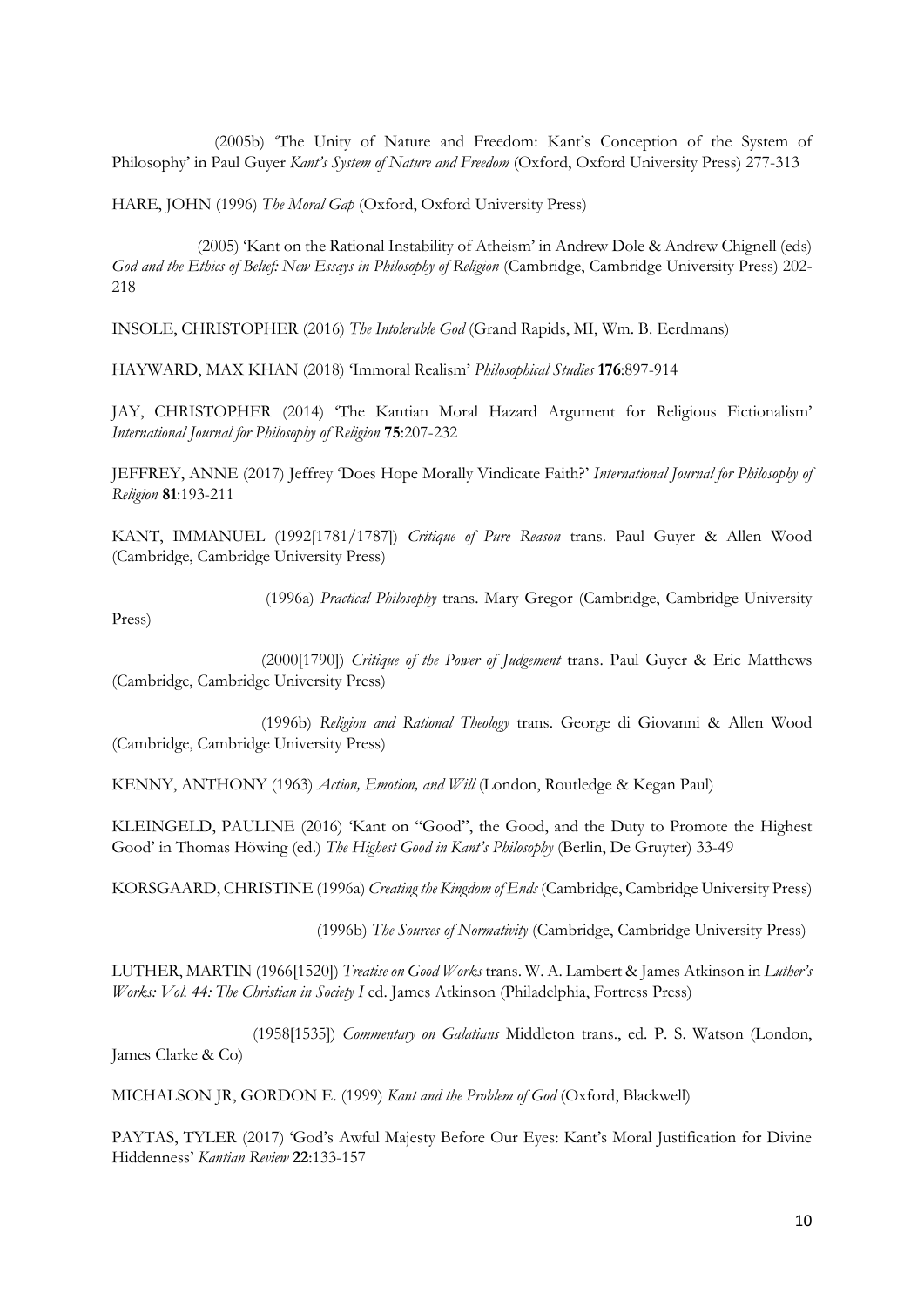(2005b) 'The Unity of Nature and Freedom: Kant's Conception of the System of Philosophy' in Paul Guyer *Kant's System of Nature and Freedom* (Oxford, Oxford University Press) 277-313

HARE, JOHN (1996) *The Moral Gap* (Oxford, Oxford University Press)

(2005) 'Kant on the Rational Instability of Atheism' in Andrew Dole & Andrew Chignell (eds) *God and the Ethics of Belief: New Essays in Philosophy of Religion* (Cambridge, Cambridge University Press) 202-218

INSOLE, CHRISTOPHER (2016) *The Intolerable God* (Grand Rapids, MI, Wm. B. Eerdmans)

HAYWARD, MAX KHAN (2018) 'Immoral Realism' *Philosophical Studies* **176**:897-914

JAY, CHRISTOPHER (2014) 'The Kantian Moral Hazard Argument for Religious Fictionalism' *International Journal for Philosophy of Religion* **75**:207-232

JEFFREY, ANNE (2017) Jeffrey 'Does Hope Morally Vindicate Faith?' *International Journal for Philosophy of Religion* **81**:193-211

KANT, IMMANUEL (1992[1781/1787]) *Critique of Pure Reason* trans. Paul Guyer & Allen Wood (Cambridge, Cambridge University Press)

(1996a) *Practical Philosophy* trans. Mary Gregor (Cambridge, Cambridge University Press)

(2000[1790]) *Critique of the Power of Judgement* trans. Paul Guyer & Eric Matthews (Cambridge, Cambridge University Press)

(1996b) *Religion and Rational Theology* trans. George di Giovanni & Allen Wood (Cambridge, Cambridge University Press)

KENNY, ANTHONY (1963) *Action, Emotion, and Will* (London, Routledge & Kegan Paul)

KLEINGELD, PAULINE (2016) 'Kant on "Good", the Good, and the Duty to Promote the Highest Good' in Thomas Höwing (ed.) *The Highest Good in Kant's Philosophy* (Berlin, De Gruyter) 33-49

KORSGAARD, CHRISTINE (1996a) *Creating the Kingdom of Ends* (Cambridge, Cambridge University Press)

(1996b) *The Sources of Normativity* (Cambridge, Cambridge University Press)

LUTHER, MARTIN (1966[1520]) *Treatise on Good Works* trans. W. A. Lambert & James Atkinson in *Luther's Works: Vol. 44: The Christian in Society I* ed. James Atkinson (Philadelphia, Fortress Press)

(1958[1535]) *Commentary on Galatians* Middleton trans., ed. P. S. Watson (London, James Clarke & Co)

MICHALSON JR, GORDON E. (1999) *Kant and the Problem of God* (Oxford, Blackwell)

PAYTAS, TYLER (2017) 'God's Awful Majesty Before Our Eyes: Kant's Moral Justification for Divine Hiddenness' *Kantian Review* **22**:133-157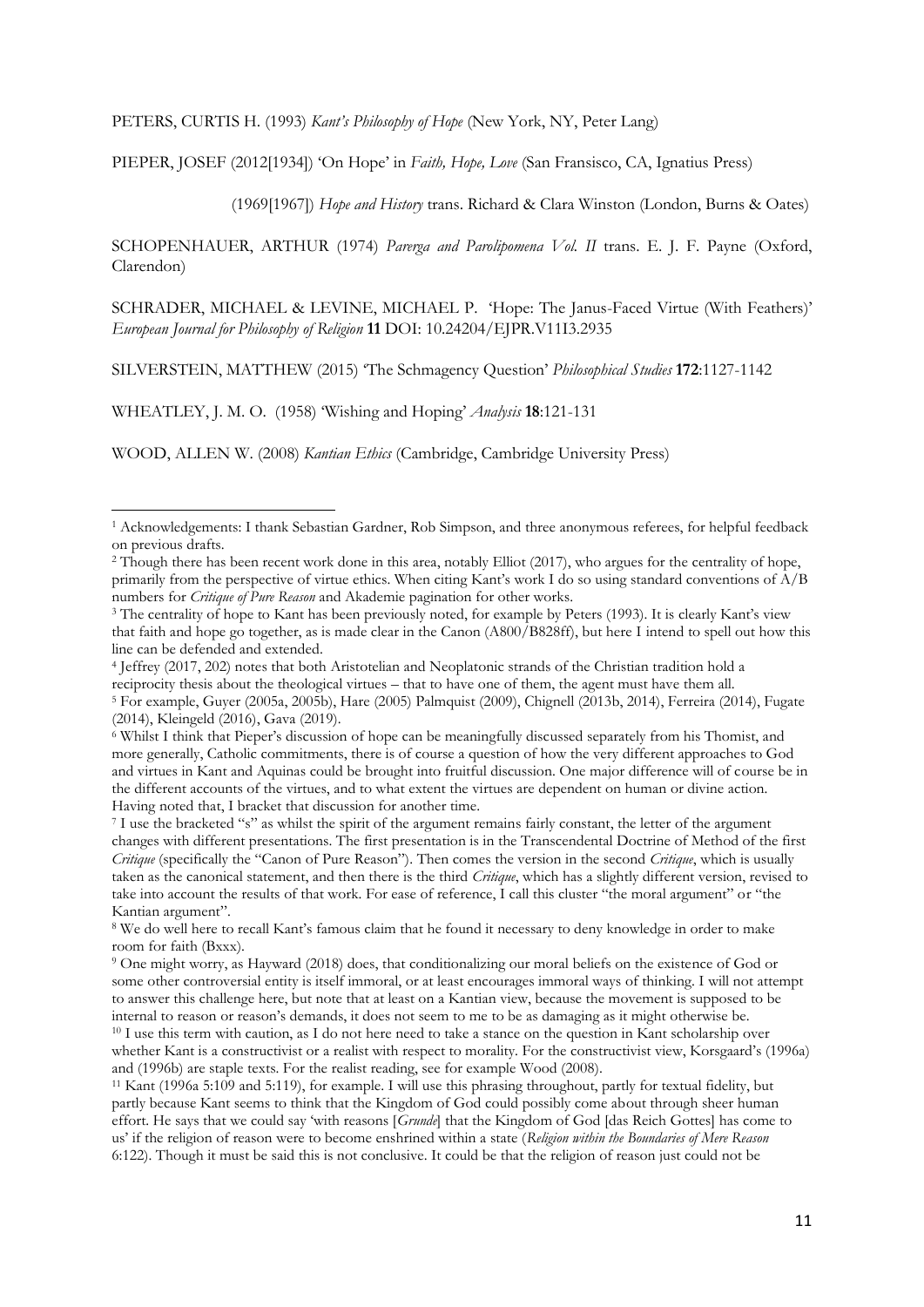PETERS, CURTIS H. (1993) *Kant's Philosophy of Hope* (New York, NY, Peter Lang)

PIEPER, JOSEF (2012[1934]) 'On Hope' in *Faith, Hope, Love* (San Fransisco, CA, Ignatius Press)

(1969[1967]) *Hope and History* trans. Richard & Clara Winston (London, Burns & Oates)

SCHOPENHAUER, ARTHUR (1974) *Parerga and Parolipomena Vol. II* trans. E. J. F. Payne (Oxford, Clarendon)

SCHRADER, MICHAEL & LEVINE, MICHAEL P. 'Hope: The Janus-Faced Virtue (With Feathers)' *European Journal for Philosophy of Religion* **11** DOI: 10.24204/EJPR.V11I3.2935

SILVERSTEIN, MATTHEW (2015) 'The Schmagency Question' *Philosophical Studies* **172**:1127-1142

WHEATLEY, J. M. O. (1958) 'Wishing and Hoping' *Analysis* **18**:121-131

WOOD, ALLEN W. (2008) *Kantian Ethics* (Cambridge, Cambridge University Press)

---

[1] Acknowledgements: I thank Sebastian Gardner, Rob Simpson, and three anonymous referees, for helpful feedback on previous drafts.

[2] Though there has been recent work done in this area, notably Elliot (2017), who argues for the centrality of hope, primarily from the perspective of virtue ethics. When citing Kant's work I do so using standard conventions of A/B numbers for *Critique of Pure Reason* and Akademie pagination for other works.

[3] The centrality of hope to Kant has been previously noted, for example by Peters (1993). It is clearly Kant's view that faith and hope go together, as is made clear in the Canon (A800/B828ff), but here I intend to spell out how this line can be defended and extended.

[4] Jeffrey (2017, 202) notes that both Aristotelian and Neoplatonic strands of the Christian tradition hold a reciprocity thesis about the theological virtues – that to have one of them, the agent must have them all.

[5] For example, Guyer (2005a, 2005b), Hare (2005) Palmquist (2009), Chignell (2013b, 2014), Ferreira (2014), Fugate (2014), Kleingeld (2016), Gava (2019).

[6] Whilst I think that Pieper's discussion of hope can be meaningfully discussed separately from his Thomist, and more generally, Catholic commitments, there is of course a question of how the very different approaches to God and virtues in Kant and Aquinas could be brought into fruitful discussion. One major difference will of course be in the different accounts of the virtues, and to what extent the virtues are dependent on human or divine action. Having noted that, I bracket that discussion for another time.

[7] I use the bracketed "s" as whilst the spirit of the argument remains fairly constant, the letter of the argument changes with different presentations. The first presentation is in the Transcendental Doctrine of Method of the first *Critique* (specifically the "Canon of Pure Reason"). Then comes the version in the second *Critique*, which is usually taken as the canonical statement, and then there is the third *Critique*, which has a slightly different version, revised to take into account the results of that work. For ease of reference, I call this cluster "the moral argument" or "the Kantian argument".

[8] We do well here to recall Kant's famous claim that he found it necessary to deny knowledge in order to make room for faith (Bxxx).

[9] One might worry, as Hayward (2018) does, that conditionalizing our moral beliefs on the existence of God or some other controversial entity is itself immoral, or at least encourages immoral ways of thinking. I will not attempt to answer this challenge here, but note that at least on a Kantian view, because the movement is supposed to be internal to reason or reason's demands, it does not seem to me to be as damaging as it might otherwise be.

[10] I use this term with caution, as I do not here need to take a stance on the question in Kant scholarship over whether Kant is a constructivist or a realist with respect to morality. For the constructivist view, Korsgaard's (1996a) and (1996b) are staple texts. For the realist reading, see for example Wood (2008).

[11] Kant (1996a 5:109 and 5:119), for example. I will use this phrasing throughout, partly for textual fidelity, but partly because Kant seems to think that the Kingdom of God could possibly come about through sheer human effort. He says that we could say 'with reasons [*Grunde*] that the Kingdom of God [das Reich Gottes] has come to us' if the religion of reason were to become enshrined within a state (*Religion within the Boundaries of Mere Reason* 6:122). Though it must be said this is not conclusive. It could be that the religion of reason just could not be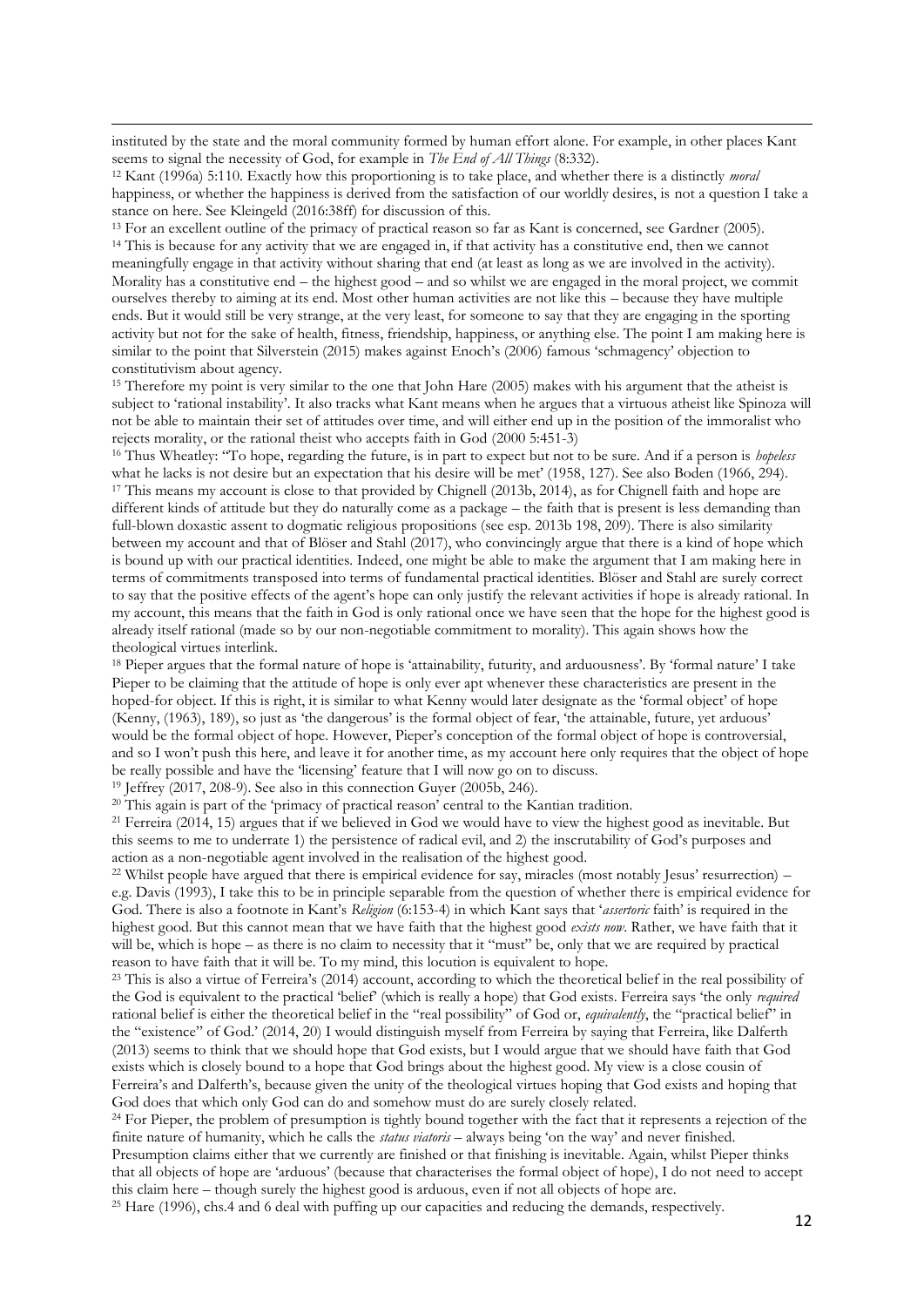instituted by the state and the moral community formed by human effort alone. For example, in other places Kant seems to signal the necessity of God, for example in *The End of All Things* (8:332).

[12] Kant (1996a) 5:110. Exactly how this proportioning is to take place, and whether there is a distinctly *moral* happiness, or whether the happiness is derived from the satisfaction of our worldly desires, is not a question I take a stance on here. See Kleingeld (2016:38ff) for discussion of this.

[13] For an excellent outline of the primacy of practical reason so far as Kant is concerned, see Gardner (2005).

[14] This is because for any activity that we are engaged in, if that activity has a constitutive end, then we cannot meaningfully engage in that activity without sharing that end (at least as long as we are involved in the activity). Morality has a constitutive end – the highest good – and so whilst we are engaged in the moral project, we commit ourselves thereby to aiming at its end. Most other human activities are not like this – because they have multiple ends. But it would still be very strange, at the very least, for someone to say that they are engaging in the sporting activity but not for the sake of health, fitness, friendship, happiness, or anything else. The point I am making here is similar to the point that Silverstein (2015) makes against Enoch's (2006) famous 'schmagency' objection to constitutivism about agency.

[15] Therefore my point is very similar to the one that John Hare (2005) makes with his argument that the atheist is subject to 'rational instability'. It also tracks what Kant means when he argues that a virtuous atheist like Spinoza will not be able to maintain their set of attitudes over time, and will either end up in the position of the immoralist who rejects morality, or the rational theist who accepts faith in God (2000 5:451-3)

[16] Thus Wheatley: "To hope, regarding the future, is in part to expect but not to be sure. And if a person is *hopeless* what he lacks is not desire but an expectation that his desire will be met' (1958, 127). See also Boden (1966, 294).

[17] This means my account is close to that provided by Chignell (2013b, 2014), as for Chignell faith and hope are different kinds of attitude but they do naturally come as a package – the faith that is present is less demanding than full-blown doxastic assent to dogmatic religious propositions (see esp. 2013b 198, 209). There is also similarity between my account and that of Blöser and Stahl (2017), who convincingly argue that there is a kind of hope which is bound up with our practical identities. Indeed, one might be able to make the argument that I am making here in terms of commitments transposed into terms of fundamental practical identities. Blöser and Stahl are surely correct to say that the positive effects of the agent's hope can only justify the relevant activities if hope is already rational. In my account, this means that the faith in God is only rational once we have seen that the hope for the highest good is already itself rational (made so by our non-negotiable commitment to morality). This again shows how the theological virtues interlink.

[18] Pieper argues that the formal nature of hope is 'attainability, futurity, and arduousness'. By 'formal nature' I take Pieper to be claiming that the attitude of hope is only ever apt whenever these characteristics are present in the hoped-for object. If this is right, it is similar to what Kenny would later designate as the 'formal object' of hope (Kenny, (1963), 189), so just as 'the dangerous' is the formal object of fear, 'the attainable, future, yet arduous' would be the formal object of hope. However, Pieper's conception of the formal object of hope is controversial, and so I won't push this here, and leave it for another time, as my account here only requires that the object of hope be really possible and have the 'licensing' feature that I will now go on to discuss.

[19] Jeffrey (2017, 208-9). See also in this connection Guyer (2005b, 246).

[20] This again is part of the 'primacy of practical reason' central to the Kantian tradition.

[21] Ferreira (2014, 15) argues that if we believed in God we would have to view the highest good as inevitable. But this seems to me to underrate 1) the persistence of radical evil, and 2) the inscrutability of God's purposes and action as a non-negotiable agent involved in the realisation of the highest good.

[22] Whilst people have argued that there is empirical evidence for say, miracles (most notably Jesus' resurrection) – e.g. Davis (1993), I take this to be in principle separable from the question of whether there is empirical evidence for God. There is also a footnote in Kant's *Religion* (6:153-4) in which Kant says that '*assertoric* faith' is required in the highest good. But this cannot mean that we have faith that the highest good *exists now*. Rather, we have faith that it will be, which is hope – as there is no claim to necessity that it "must" be, only that we are required by practical reason to have faith that it will be. To my mind, this locution is equivalent to hope.

[23] This is also a virtue of Ferreira's (2014) account, according to which the theoretical belief in the real possibility of the God is equivalent to the practical 'belief' (which is really a hope) that God exists. Ferreira says 'the only *required* rational belief is either the theoretical belief in the "real possibility" of God or, *equivalently*, the "practical belief" in the "existence" of God.' (2014, 20) I would distinguish myself from Ferreira by saying that Ferreira, like Dalferth (2013) seems to think that we should hope that God exists, but I would argue that we should have faith that God exists which is closely bound to a hope that God brings about the highest good. My view is a close cousin of Ferreira's and Dalferth's, because given the unity of the theological virtues hoping that God exists and hoping that God does that which only God can do and somehow must do are surely closely related.

[24] For Pieper, the problem of presumption is tightly bound together with the fact that it represents a rejection of the finite nature of humanity, which he calls the *status viatoris* – always being 'on the way' and never finished. Presumption claims either that we currently are finished or that finishing is inevitable. Again, whilst Pieper thinks that all objects of hope are 'arduous' (because that characterises the formal object of hope), I do not need to accept this claim here – though surely the highest good is arduous, even if not all objects of hope are.

[25] Hare (1996), chs.4 and 6 deal with puffing up our capacities and reducing the demands, respectively.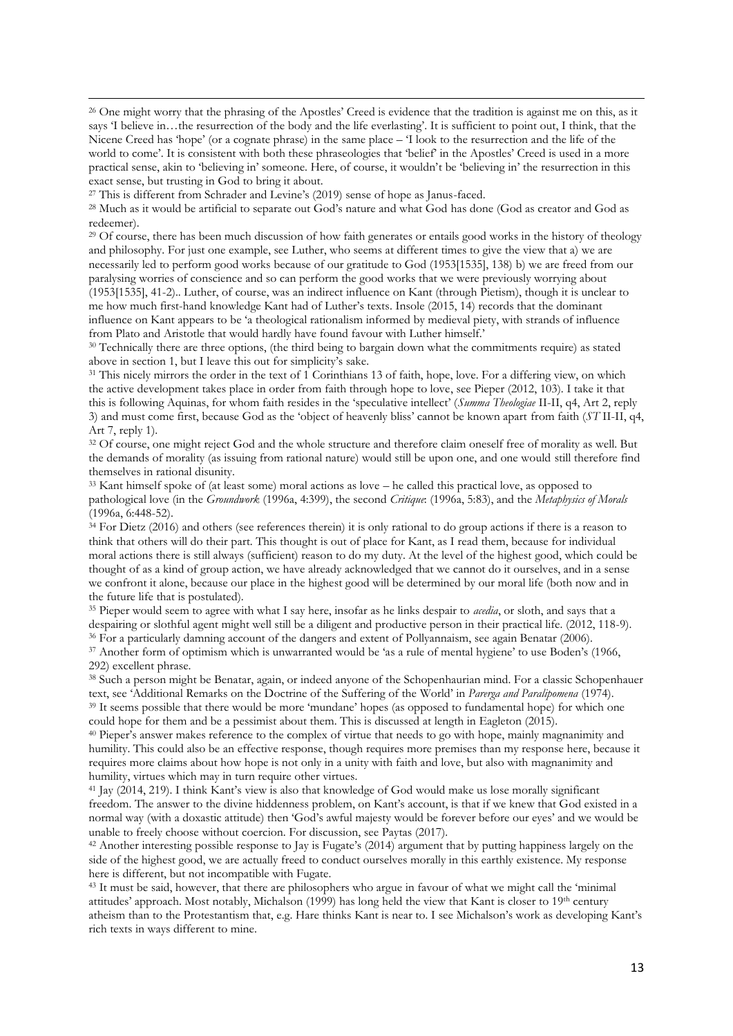[26] One might worry that the phrasing of the Apostles' Creed is evidence that the tradition is against me on this, as it says 'I believe in…the resurrection of the body and the life everlasting'. It is sufficient to point out, I think, that the Nicene Creed has 'hope' (or a cognate phrase) in the same place – 'I look to the resurrection and the life of the world to come'. It is consistent with both these phraseologies that 'belief' in the Apostles' Creed is used in a more practical sense, akin to 'believing in' someone. Here, of course, it wouldn't be 'believing in' the resurrection in this exact sense, but trusting in God to bring it about.

[27] This is different from Schrader and Levine's (2019) sense of hope as Janus-faced.

[28] Much as it would be artificial to separate out God's nature and what God has done (God as creator and God as redeemer).

[29] Of course, there has been much discussion of how faith generates or entails good works in the history of theology and philosophy. For just one example, see Luther, who seems at different times to give the view that a) we are necessarily led to perform good works because of our gratitude to God (1953[1535], 138) b) we are freed from our paralysing worries of conscience and so can perform the good works that we were previously worrying about (1953[1535], 41-2).. Luther, of course, was an indirect influence on Kant (through Pietism), though it is unclear to me how much first-hand knowledge Kant had of Luther's texts. Insole (2015, 14) records that the dominant influence on Kant appears to be 'a theological rationalism informed by medieval piety, with strands of influence from Plato and Aristotle that would hardly have found favour with Luther himself.'

[30] Technically there are three options, (the third being to bargain down what the commitments require) as stated above in section 1, but I leave this out for simplicity's sake.

[31] This nicely mirrors the order in the text of 1 Corinthians 13 of faith, hope, love. For a differing view, on which the active development takes place in order from faith through hope to love, see Pieper (2012, 103). I take it that this is following Aquinas, for whom faith resides in the 'speculative intellect' (*Summa Theologiae* II-II, q4, Art 2, reply 3) and must come first, because God as the 'object of heavenly bliss' cannot be known apart from faith (*ST* II-II, q4, Art 7, reply 1).

[32] Of course, one might reject God and the whole structure and therefore claim oneself free of morality as well. But the demands of morality (as issuing from rational nature) would still be upon one, and one would still therefore find themselves in rational disunity.

[33] Kant himself spoke of (at least some) moral actions as love – he called this practical love, as opposed to pathological love (in the *Groundwork* (1996a, 4:399), the second *Critique*: (1996a, 5:83), and the *Metaphysics of Morals* (1996a, 6:448-52).

[34] For Dietz (2016) and others (see references therein) it is only rational to do group actions if there is a reason to think that others will do their part. This thought is out of place for Kant, as I read them, because for individual moral actions there is still always (sufficient) reason to do my duty. At the level of the highest good, which could be thought of as a kind of group action, we have already acknowledged that we cannot do it ourselves, and in a sense we confront it alone, because our place in the highest good will be determined by our moral life (both now and in the future life that is postulated).

[35] Pieper would seem to agree with what I say here, insofar as he links despair to *acedia*, or sloth, and says that a despairing or slothful agent might well still be a diligent and productive person in their practical life. (2012, 118-9).

[36] For a particularly damning account of the dangers and extent of Pollyannaism, see again Benatar (2006).

[37] Another form of optimism which is unwarranted would be 'as a rule of mental hygiene' to use Boden's (1966, 292) excellent phrase.

[38] Such a person might be Benatar, again, or indeed anyone of the Schopenhaurian mind. For a classic Schopenhauer text, see 'Additional Remarks on the Doctrine of the Suffering of the World' in *Parerga and Paralipomena* (1974).

[39] It seems possible that there would be more 'mundane' hopes (as opposed to fundamental hope) for which one could hope for them and be a pessimist about them. This is discussed at length in Eagleton (2015).

[40] Pieper's answer makes reference to the complex of virtue that needs to go with hope, mainly magnanimity and humility. This could also be an effective response, though requires more premises than my response here, because it requires more claims about how hope is not only in a unity with faith and love, but also with magnanimity and humility, virtues which may in turn require other virtues.

[41] Jay (2014, 219). I think Kant's view is also that knowledge of God would make us lose morally significant freedom. The answer to the divine hiddenness problem, on Kant's account, is that if we knew that God existed in a normal way (with a doxastic attitude) then 'God's awful majesty would be forever before our eyes' and we would be unable to freely choose without coercion. For discussion, see Paytas (2017).

[42] Another interesting possible response to Jay is Fugate's (2014) argument that by putting happiness largely on the side of the highest good, we are actually freed to conduct ourselves morally in this earthly existence. My response here is different, but not incompatible with Fugate.

[43] It must be said, however, that there are philosophers who argue in favour of what we might call the 'minimal attitudes' approach. Most notably, Michalson (1999) has long held the view that Kant is closer to 19th century atheism than to the Protestantism that, e.g. Hare thinks Kant is near to. I see Michalson's work as developing Kant's rich texts in ways different to mine.